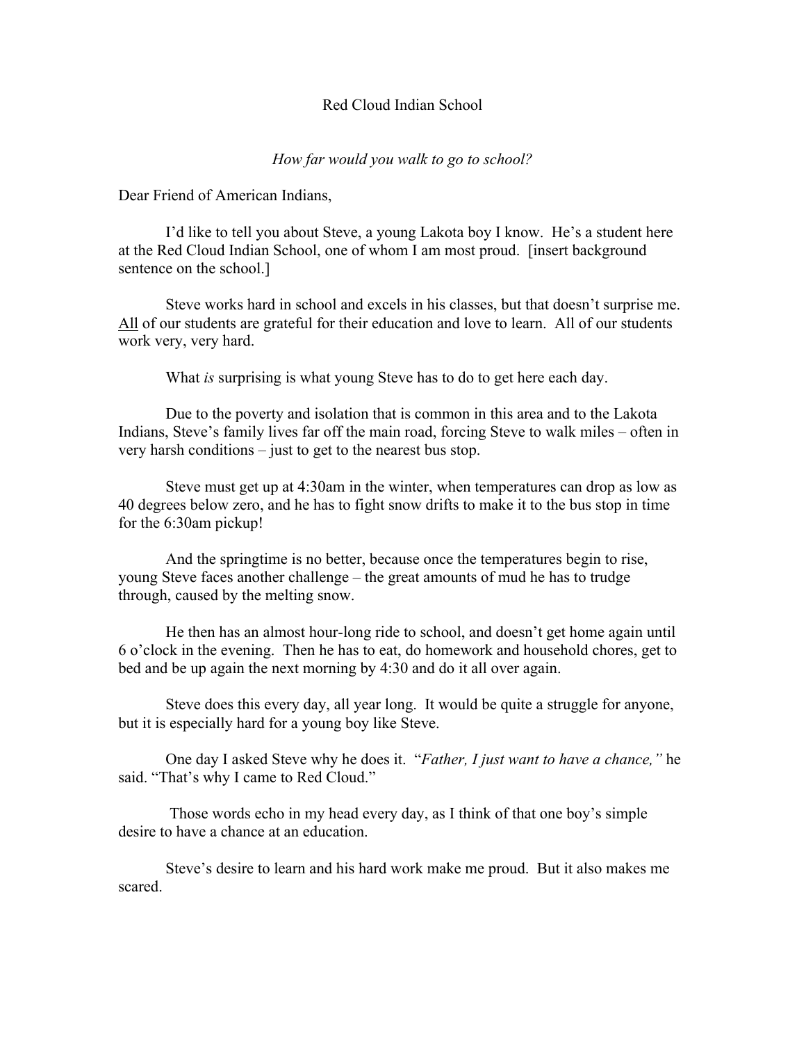Red Cloud Indian School

*How far would you walk to go to school?*

Dear Friend of American Indians,

I'd like to tell you about Steve, a young Lakota boy I know. He's a student here at the Red Cloud Indian School, one of whom I am most proud. [insert background sentence on the school.]

Steve works hard in school and excels in his classes, but that doesn't surprise me. <u>All</u> of our students are grateful for their education and love to learn. All of our students work very, very hard.

What *is* surprising is what young Steve has to do to get here each day.

Due to the poverty and isolation that is common in this area and to the Lakota Indians, Steve's family lives far off the main road, forcing Steve to walk miles – often in very harsh conditions – just to get to the nearest bus stop.

Steve must get up at 4:30am in the winter, when temperatures can drop as low as 40 degrees below zero, and he has to fight snow drifts to make it to the bus stop in time for the 6:30am pickup!

And the springtime is no better, because once the temperatures begin to rise, young Steve faces another challenge – the great amounts of mud he has to trudge through, caused by the melting snow.

He then has an almost hour-long ride to school, and doesn't get home again until 6 o'clock in the evening. Then he has to eat, do homework and household chores, get to bed and be up again the next morning by 4:30 and do it all over again.

Steve does this every day, all year long. It would be quite a struggle for anyone, but it is especially hard for a young boy like Steve.

One day I asked Steve why he does it. "*Father, I just want to have a chance,"* he said. "That's why I came to Red Cloud."

Those words echo in my head every day, as I think of that one boy's simple desire to have a chance at an education.

Steve's desire to learn and his hard work make me proud. But it also makes me scared.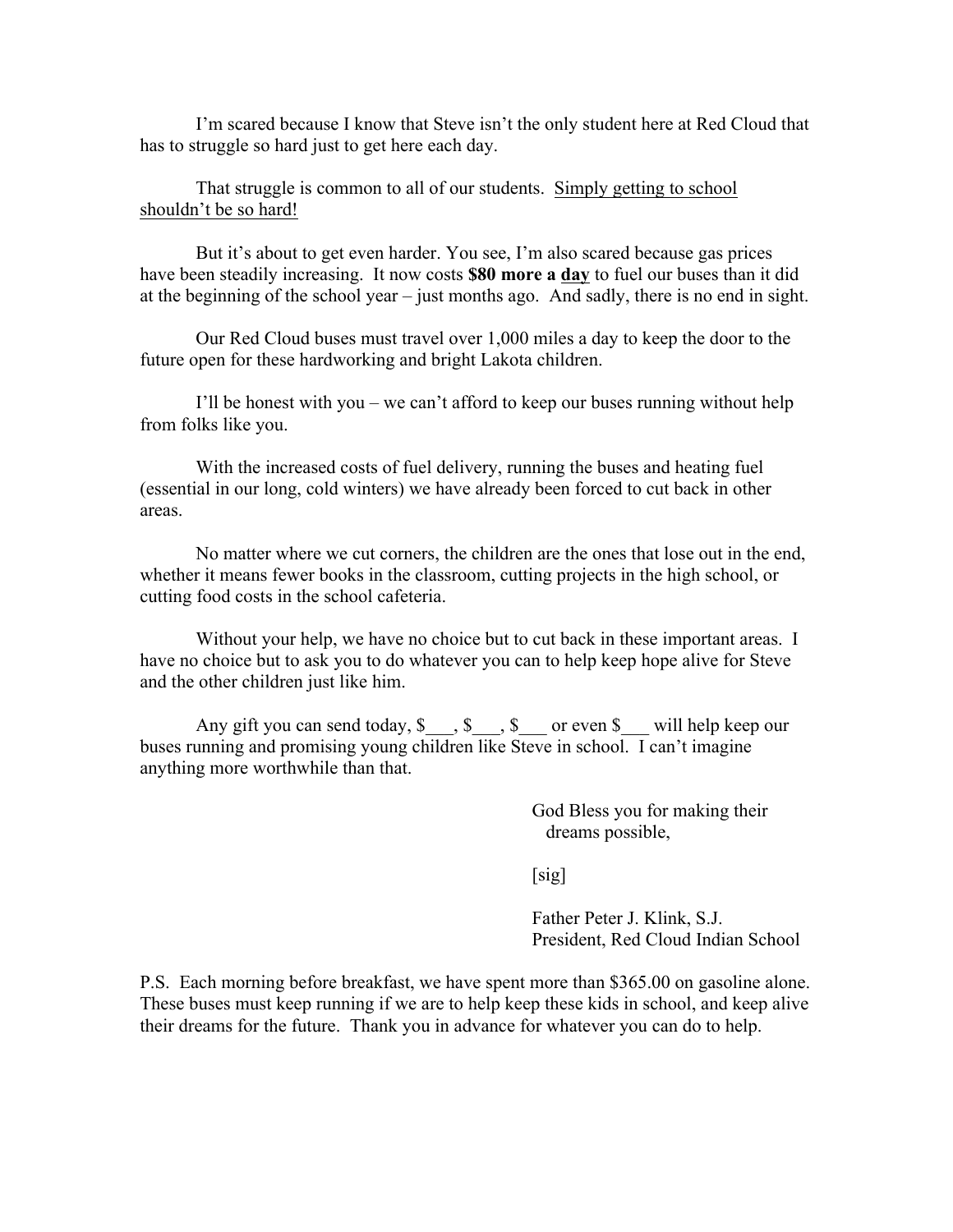I'm scared because I know that Steve isn't the only student here at Red Cloud that has to struggle so hard just to get here each day.

That struggle is common to all of our students. <u>Simply getting to school shouldn't be so hard!</u>

But it's about to get even harder. You see, I'm also scared because gas prices have been steadily increasing. It now costs **$80 more a <u>day</u>** to fuel our buses than it did at the beginning of the school year – just months ago. And sadly, there is no end in sight.

Our Red Cloud buses must travel over 1,000 miles a day to keep the door to the future open for these hardworking and bright Lakota children.

I'll be honest with you – we can't afford to keep our buses running without help from folks like you.

With the increased costs of fuel delivery, running the buses and heating fuel (essential in our long, cold winters) we have already been forced to cut back in other areas.

No matter where we cut corners, the children are the ones that lose out in the end, whether it means fewer books in the classroom, cutting projects in the high school, or cutting food costs in the school cafeteria.

Without your help, we have no choice but to cut back in these important areas. I have no choice but to ask you to do whatever you can to help keep hope alive for Steve and the other children just like him.

Any gift you can send today, $\_\_\_, $\_\_\_, $\_\_\_ or even $\_\_\_ will help keep our buses running and promising young children like Steve in school. I can't imagine anything more worthwhile than that.

God Bless you for making their dreams possible,

[sig]

Father Peter J. Klink, S.J.
President, Red Cloud Indian School

P.S. Each morning before breakfast, we have spent more than $365.00 on gasoline alone. These buses must keep running if we are to help keep these kids in school, and keep alive their dreams for the future. Thank you in advance for whatever you can do to help.